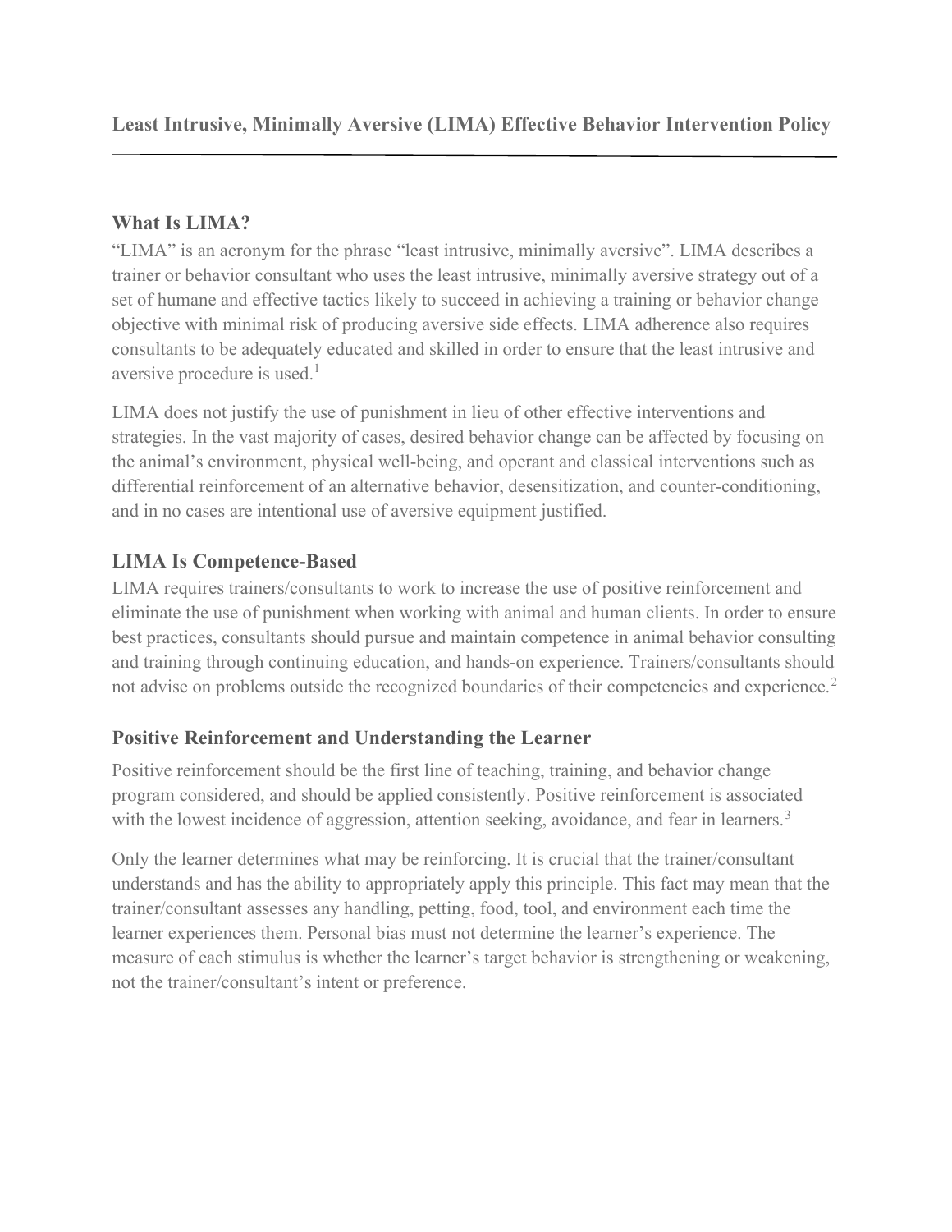# Least Intrusive, Minimally Aversive (LIMA) Effective Behavior Intervention Policy

---

## What Is LIMA?

"LIMA" is an acronym for the phrase "least intrusive, minimally aversive". LIMA describes a trainer or behavior consultant who uses the least intrusive, minimally aversive strategy out of a set of humane and effective tactics likely to succeed in achieving a training or behavior change objective with minimal risk of producing aversive side effects. LIMA adherence also requires consultants to be adequately educated and skilled in order to ensure that the least intrusive and aversive procedure is used.[1]

LIMA does not justify the use of punishment in lieu of other effective interventions and strategies. In the vast majority of cases, desired behavior change can be affected by focusing on the animal's environment, physical well-being, and operant and classical interventions such as differential reinforcement of an alternative behavior, desensitization, and counter-conditioning, and in no cases are intentional use of aversive equipment justified.

## LIMA Is Competence-Based

LIMA requires trainers/consultants to work to increase the use of positive reinforcement and eliminate the use of punishment when working with animal and human clients. In order to ensure best practices, consultants should pursue and maintain competence in animal behavior consulting and training through continuing education, and hands-on experience. Trainers/consultants should not advise on problems outside the recognized boundaries of their competencies and experience.[2]

## Positive Reinforcement and Understanding the Learner

Positive reinforcement should be the first line of teaching, training, and behavior change program considered, and should be applied consistently. Positive reinforcement is associated with the lowest incidence of aggression, attention seeking, avoidance, and fear in learners.[3]

Only the learner determines what may be reinforcing. It is crucial that the trainer/consultant understands and has the ability to appropriately apply this principle. This fact may mean that the trainer/consultant assesses any handling, petting, food, tool, and environment each time the learner experiences them. Personal bias must not determine the learner's experience. The measure of each stimulus is whether the learner's target behavior is strengthening or weakening, not the trainer/consultant's intent or preference.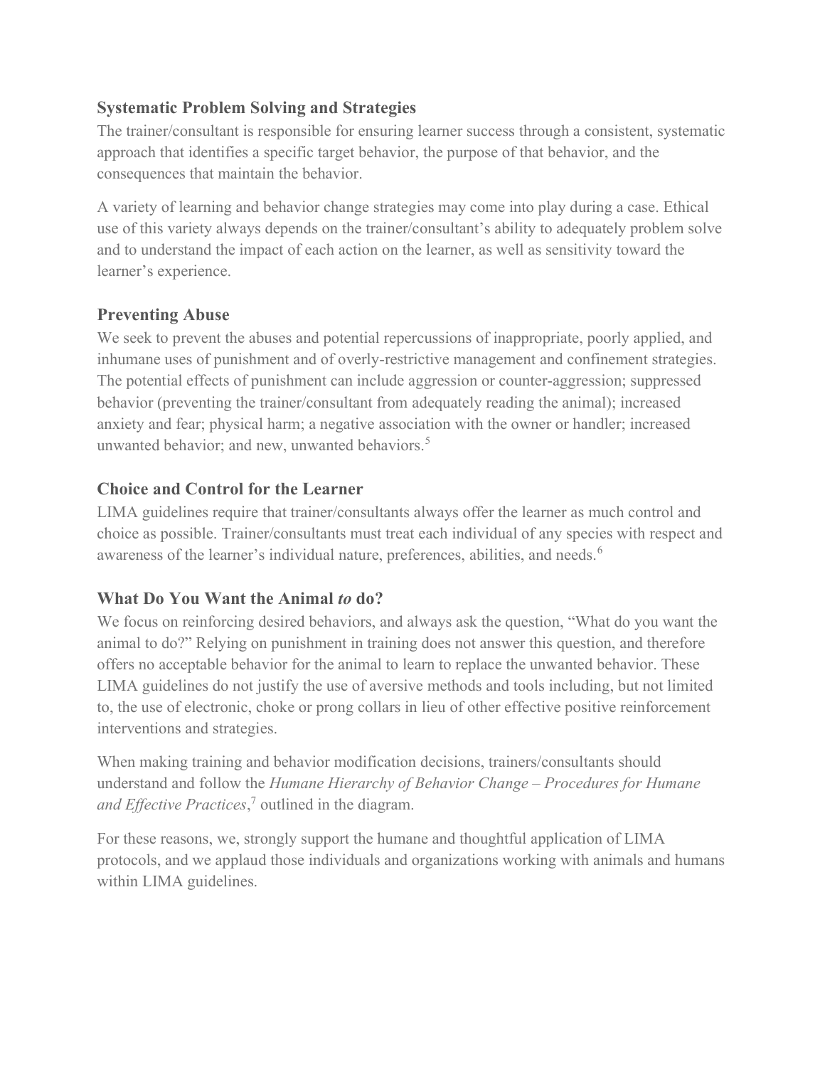## Systematic Problem Solving and Strategies

The trainer/consultant is responsible for ensuring learner success through a consistent, systematic approach that identifies a specific target behavior, the purpose of that behavior, and the consequences that maintain the behavior.

A variety of learning and behavior change strategies may come into play during a case. Ethical use of this variety always depends on the trainer/consultant's ability to adequately problem solve and to understand the impact of each action on the learner, as well as sensitivity toward the learner's experience.

## Preventing Abuse

We seek to prevent the abuses and potential repercussions of inappropriate, poorly applied, and inhumane uses of punishment and of overly-restrictive management and confinement strategies. The potential effects of punishment can include aggression or counter-aggression; suppressed behavior (preventing the trainer/consultant from adequately reading the animal); increased anxiety and fear; physical harm; a negative association with the owner or handler; increased unwanted behavior; and new, unwanted behaviors.[5]

## Choice and Control for the Learner

LIMA guidelines require that trainer/consultants always offer the learner as much control and choice as possible. Trainer/consultants must treat each individual of any species with respect and awareness of the learner's individual nature, preferences, abilities, and needs.[6]

## What Do You Want the Animal *to* do?

We focus on reinforcing desired behaviors, and always ask the question, "What do you want the animal to do?" Relying on punishment in training does not answer this question, and therefore offers no acceptable behavior for the animal to learn to replace the unwanted behavior. These LIMA guidelines do not justify the use of aversive methods and tools including, but not limited to, the use of electronic, choke or prong collars in lieu of other effective positive reinforcement interventions and strategies.

When making training and behavior modification decisions, trainers/consultants should understand and follow the *Humane Hierarchy of Behavior Change – Procedures for Humane and Effective Practices*,[7] outlined in the diagram.

For these reasons, we, strongly support the humane and thoughtful application of LIMA protocols, and we applaud those individuals and organizations working with animals and humans within LIMA guidelines.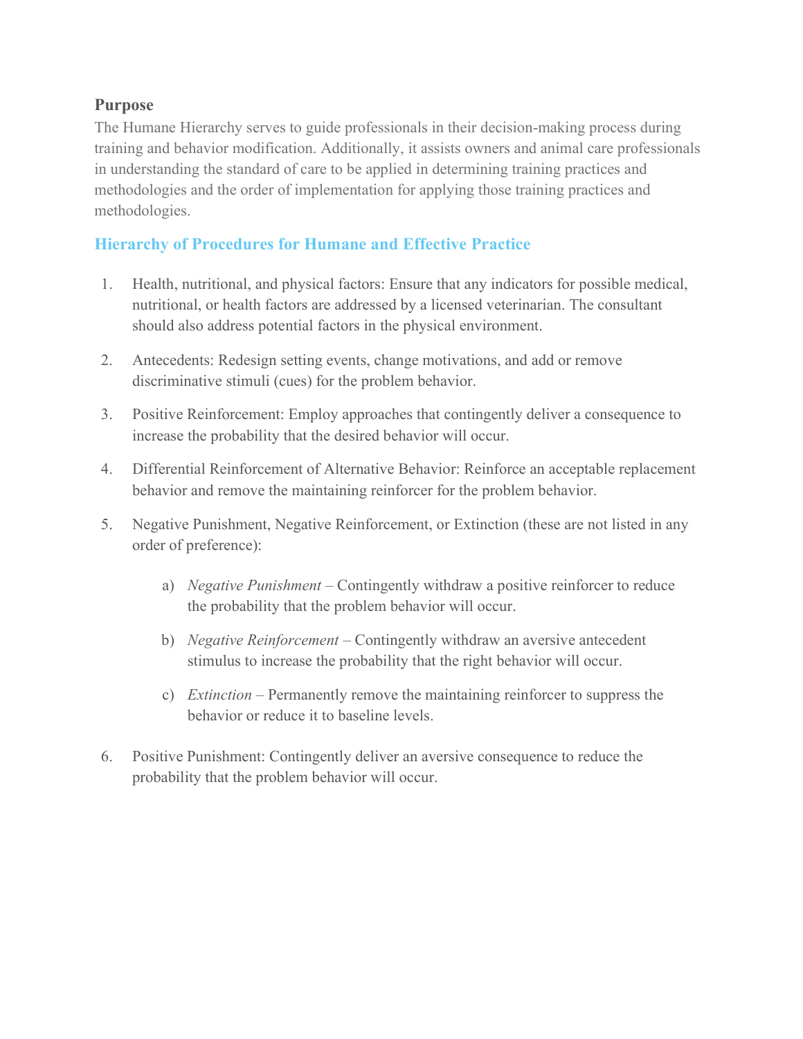### Purpose

The Humane Hierarchy serves to guide professionals in their decision-making process during training and behavior modification. Additionally, it assists owners and animal care professionals in understanding the standard of care to be applied in determining training practices and methodologies and the order of implementation for applying those training practices and methodologies.

## Hierarchy of Procedures for Humane and Effective Practice

1. Health, nutritional, and physical factors: Ensure that any indicators for possible medical, nutritional, or health factors are addressed by a licensed veterinarian. The consultant should also address potential factors in the physical environment.

2. Antecedents: Redesign setting events, change motivations, and add or remove discriminative stimuli (cues) for the problem behavior.

3. Positive Reinforcement: Employ approaches that contingently deliver a consequence to increase the probability that the desired behavior will occur.

4. Differential Reinforcement of Alternative Behavior: Reinforce an acceptable replacement behavior and remove the maintaining reinforcer for the problem behavior.

5. Negative Punishment, Negative Reinforcement, or Extinction (these are not listed in any order of preference):

    a) *Negative Punishment* – Contingently withdraw a positive reinforcer to reduce the probability that the problem behavior will occur.

    b) *Negative Reinforcement* – Contingently withdraw an aversive antecedent stimulus to increase the probability that the right behavior will occur.

    c) *Extinction* – Permanently remove the maintaining reinforcer to suppress the behavior or reduce it to baseline levels.

6. Positive Punishment: Contingently deliver an aversive consequence to reduce the probability that the problem behavior will occur.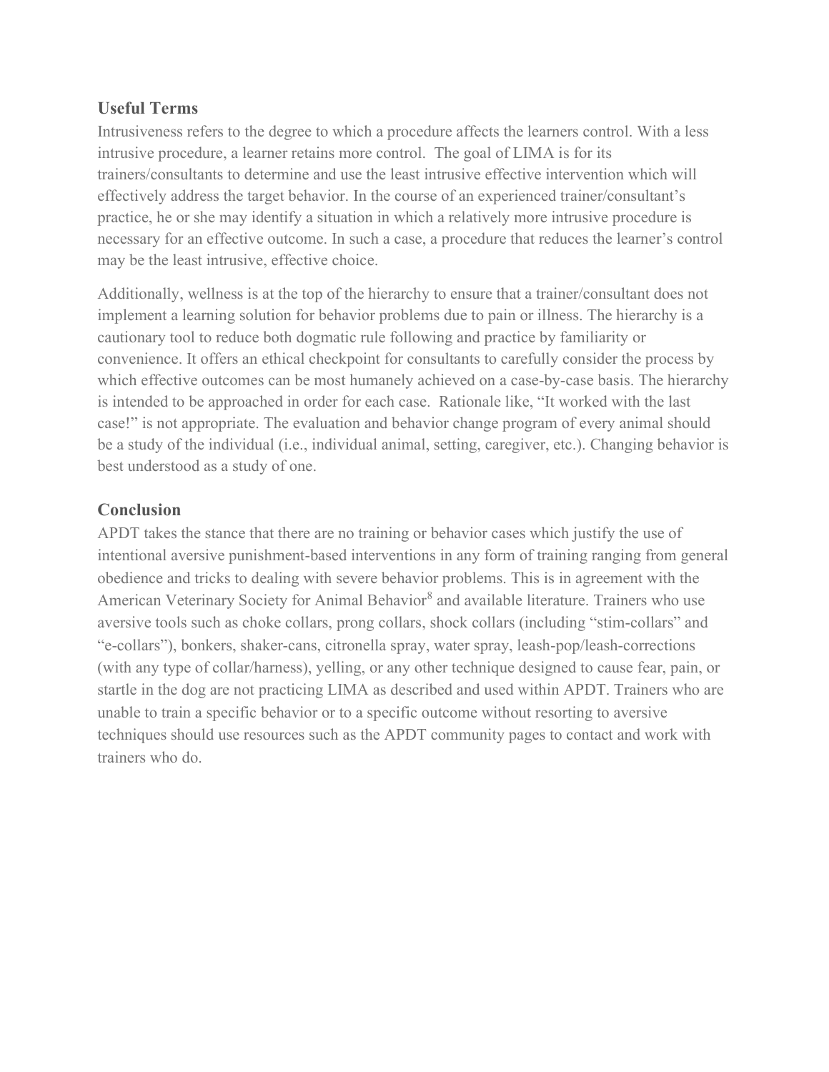## Useful Terms

Intrusiveness refers to the degree to which a procedure affects the learners control. With a less intrusive procedure, a learner retains more control.  The goal of LIMA is for its trainers/consultants to determine and use the least intrusive effective intervention which will effectively address the target behavior. In the course of an experienced trainer/consultant's practice, he or she may identify a situation in which a relatively more intrusive procedure is necessary for an effective outcome. In such a case, a procedure that reduces the learner's control may be the least intrusive, effective choice.

Additionally, wellness is at the top of the hierarchy to ensure that a trainer/consultant does not implement a learning solution for behavior problems due to pain or illness. The hierarchy is a cautionary tool to reduce both dogmatic rule following and practice by familiarity or convenience. It offers an ethical checkpoint for consultants to carefully consider the process by which effective outcomes can be most humanely achieved on a case-by-case basis. The hierarchy is intended to be approached in order for each case.  Rationale like, "It worked with the last case!" is not appropriate. The evaluation and behavior change program of every animal should be a study of the individual (i.e., individual animal, setting, caregiver, etc.). Changing behavior is best understood as a study of one.

## Conclusion

APDT takes the stance that there are no training or behavior cases which justify the use of intentional aversive punishment-based interventions in any form of training ranging from general obedience and tricks to dealing with severe behavior problems. This is in agreement with the American Veterinary Society for Animal Behavior[8] and available literature. Trainers who use aversive tools such as choke collars, prong collars, shock collars (including "stim-collars" and "e-collars"), bonkers, shaker-cans, citronella spray, water spray, leash-pop/leash-corrections (with any type of collar/harness), yelling, or any other technique designed to cause fear, pain, or startle in the dog are not practicing LIMA as described and used within APDT. Trainers who are unable to train a specific behavior or to a specific outcome without resorting to aversive techniques should use resources such as the APDT community pages to contact and work with trainers who do.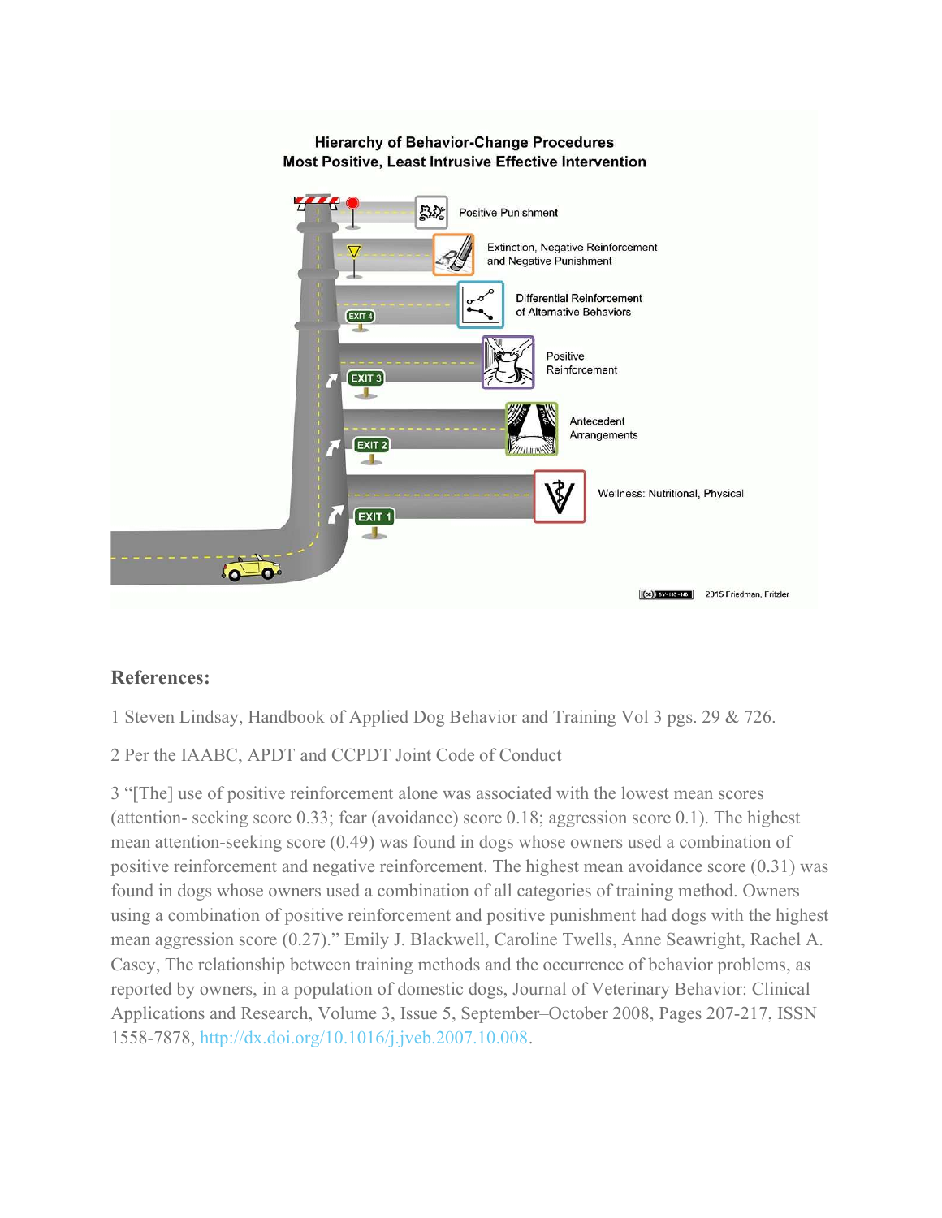**Hierarchy of Behavior-Change Procedures**
**Most Positive, Least Intrusive Effective Intervention**

- Positive Punishment
- Extinction, Negative Reinforcement and Negative Punishment
- EXIT 4: Differential Reinforcement of Alternative Behaviors
- EXIT 3: Positive Reinforcement
- EXIT 2: Antecedent Arrangements
- EXIT 1: Wellness: Nutritional, Physical

2015 Friedman, Fritzler

### References:

1 Steven Lindsay, Handbook of Applied Dog Behavior and Training Vol 3 pgs. 29 & 726.

2 Per the IAABC, APDT and CCPDT Joint Code of Conduct

3 "[The] use of positive reinforcement alone was associated with the lowest mean scores (attention- seeking score 0.33; fear (avoidance) score 0.18; aggression score 0.1). The highest mean attention-seeking score (0.49) was found in dogs whose owners used a combination of positive reinforcement and negative reinforcement. The highest mean avoidance score (0.31) was found in dogs whose owners used a combination of all categories of training method. Owners using a combination of positive reinforcement and positive punishment had dogs with the highest mean aggression score (0.27)." Emily J. Blackwell, Caroline Twells, Anne Seawright, Rachel A. Casey, The relationship between training methods and the occurrence of behavior problems, as reported by owners, in a population of domestic dogs, Journal of Veterinary Behavior: Clinical Applications and Research, Volume 3, Issue 5, September–October 2008, Pages 207-217, ISSN 1558-7878, http://dx.doi.org/10.1016/j.jveb.2007.10.008.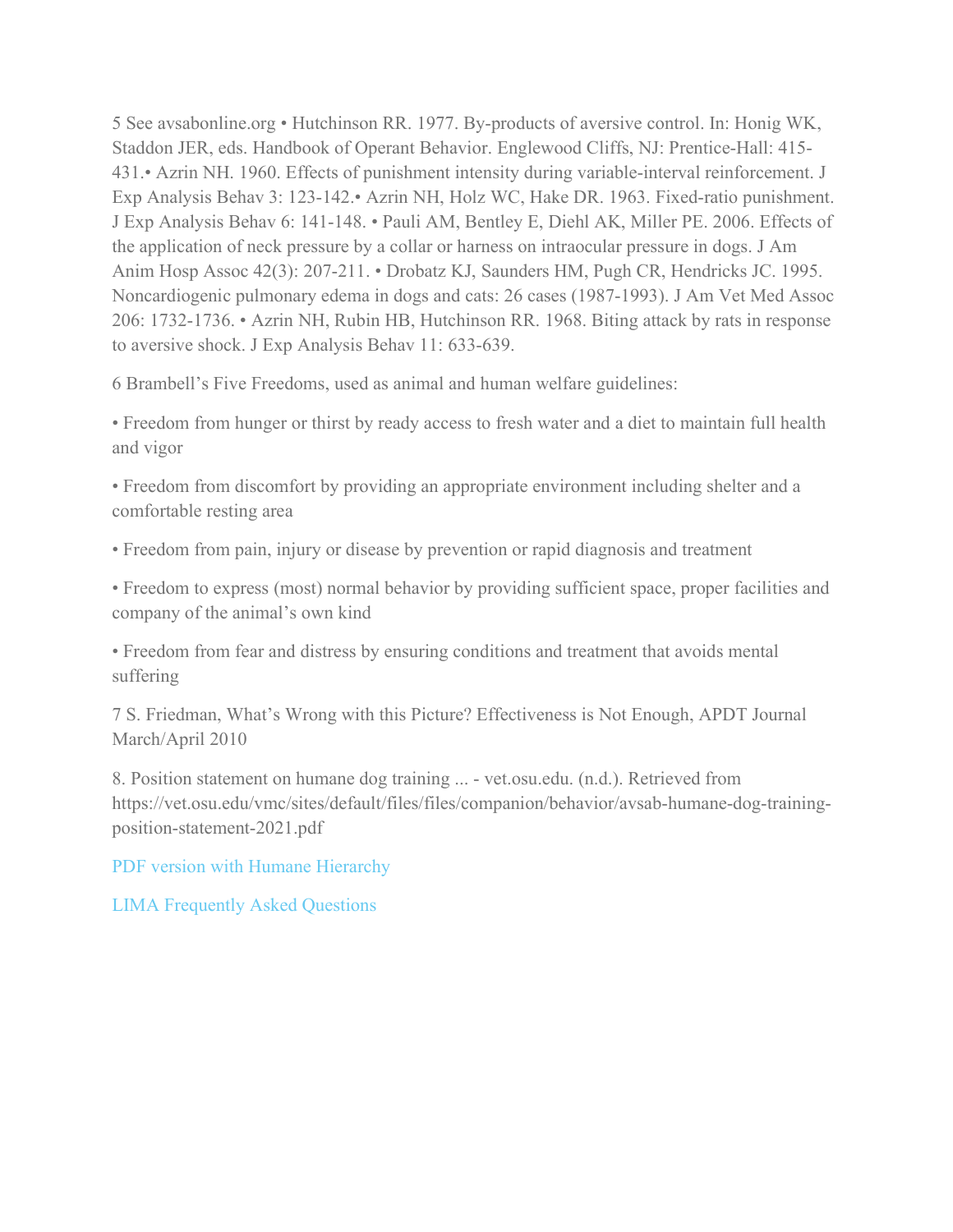5 See avsabonline.org • Hutchinson RR. 1977. By-products of aversive control. In: Honig WK, Staddon JER, eds. Handbook of Operant Behavior. Englewood Cliffs, NJ: Prentice-Hall: 415-431.• Azrin NH. 1960. Effects of punishment intensity during variable-interval reinforcement. J Exp Analysis Behav 3: 123-142.• Azrin NH, Holz WC, Hake DR. 1963. Fixed-ratio punishment. J Exp Analysis Behav 6: 141-148. • Pauli AM, Bentley E, Diehl AK, Miller PE. 2006. Effects of the application of neck pressure by a collar or harness on intraocular pressure in dogs. J Am Anim Hosp Assoc 42(3): 207-211. • Drobatz KJ, Saunders HM, Pugh CR, Hendricks JC. 1995. Noncardiogenic pulmonary edema in dogs and cats: 26 cases (1987-1993). J Am Vet Med Assoc 206: 1732-1736. • Azrin NH, Rubin HB, Hutchinson RR. 1968. Biting attack by rats in response to aversive shock. J Exp Analysis Behav 11: 633-639.

6 Brambell's Five Freedoms, used as animal and human welfare guidelines:

• Freedom from hunger or thirst by ready access to fresh water and a diet to maintain full health and vigor

• Freedom from discomfort by providing an appropriate environment including shelter and a comfortable resting area

• Freedom from pain, injury or disease by prevention or rapid diagnosis and treatment

• Freedom to express (most) normal behavior by providing sufficient space, proper facilities and company of the animal's own kind

• Freedom from fear and distress by ensuring conditions and treatment that avoids mental suffering

7 S. Friedman, What's Wrong with this Picture? Effectiveness is Not Enough, APDT Journal March/April 2010

8. Position statement on humane dog training ... - vet.osu.edu. (n.d.). Retrieved from https://vet.osu.edu/vmc/sites/default/files/files/companion/behavior/avsab-humane-dog-training-position-statement-2021.pdf

PDF version with Humane Hierarchy

LIMA Frequently Asked Questions